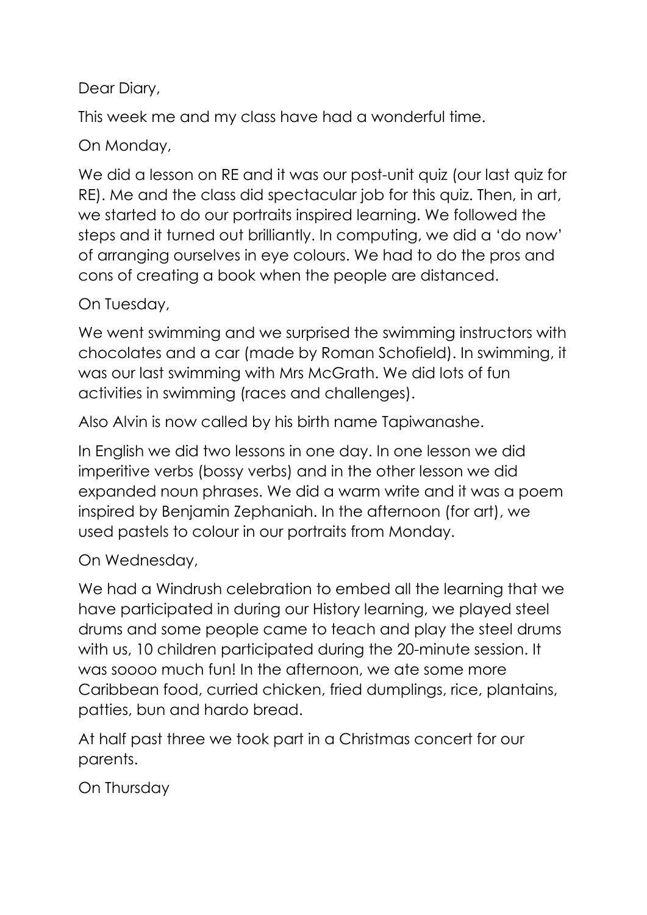Dear Diary,

This week me and my class have had a wonderful time.

On Monday,

We did a lesson on RE and it was our post-unit quiz (our last quiz for RE). Me and the class did spectacular job for this quiz. Then, in art, we started to do our portraits inspired learning. We followed the steps and it turned out brilliantly. In computing, we did a 'do now' of arranging ourselves in eye colours. We had to do the pros and cons of creating a book when the people are distanced.

On Tuesday,

We went swimming and we surprised the swimming instructors with chocolates and a car (made by Roman Schofield). In swimming, it was our last swimming with Mrs McGrath. We did lots of fun activities in swimming (races and challenges).

Also Alvin is now called by his birth name Tapiwanashe.

In English we did two lessons in one day. In one lesson we did imperitive verbs (bossy verbs) and in the other lesson we did expanded noun phrases. We did a warm write and it was a poem inspired by Benjamin Zephaniah. In the afternoon (for art), we used pastels to colour in our portraits from Monday.

On Wednesday,

We had a Windrush celebration to embed all the learning that we have participated in during our History learning, we played steel drums and some people came to teach and play the steel drums with us, 10 children participated during the 20-minute session. It was soooo much fun! In the afternoon, we ate some more Caribbean food, curried chicken, fried dumplings, rice, plantains, patties, bun and hardo bread.

At half past three we took part in a Christmas concert for our parents.

On Thursday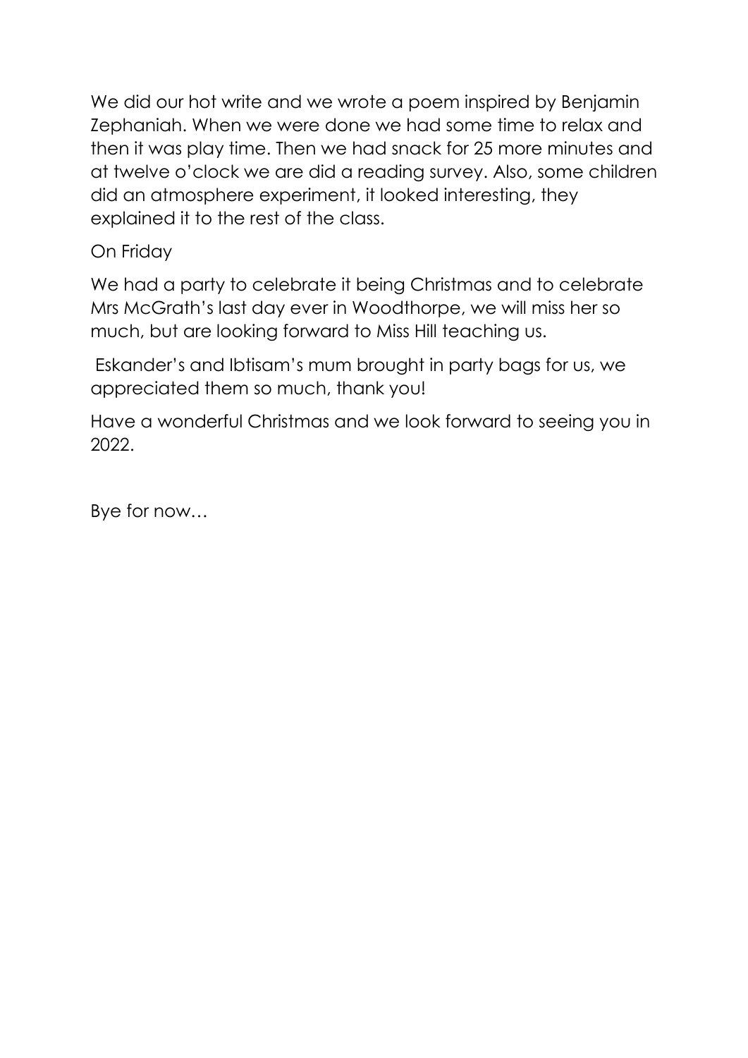We did our hot write and we wrote a poem inspired by Benjamin Zephaniah. When we were done we had some time to relax and then it was play time. Then we had snack for 25 more minutes and at twelve o'clock we are did a reading survey. Also, some children did an atmosphere experiment, it looked interesting, they explained it to the rest of the class.

On Friday

We had a party to celebrate it being Christmas and to celebrate Mrs McGrath's last day ever in Woodthorpe, we will miss her so much, but are looking forward to Miss Hill teaching us.

Eskander's and Ibtisam's mum brought in party bags for us, we appreciated them so much, thank you!

Have a wonderful Christmas and we look forward to seeing you in 2022.

Bye for now…